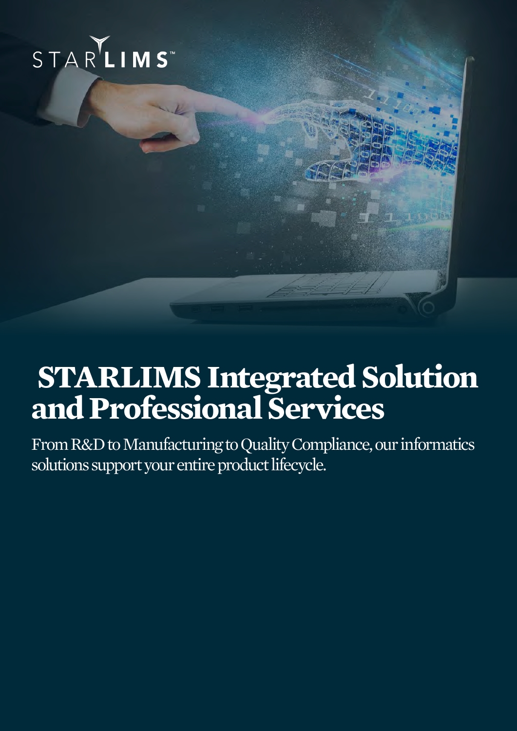STARLIMS™

# STARLIMS Integrated Solution and Professional Services

From R&D to Manufacturing to Quality Compliance, our informatics solutions support your entire product lifecycle.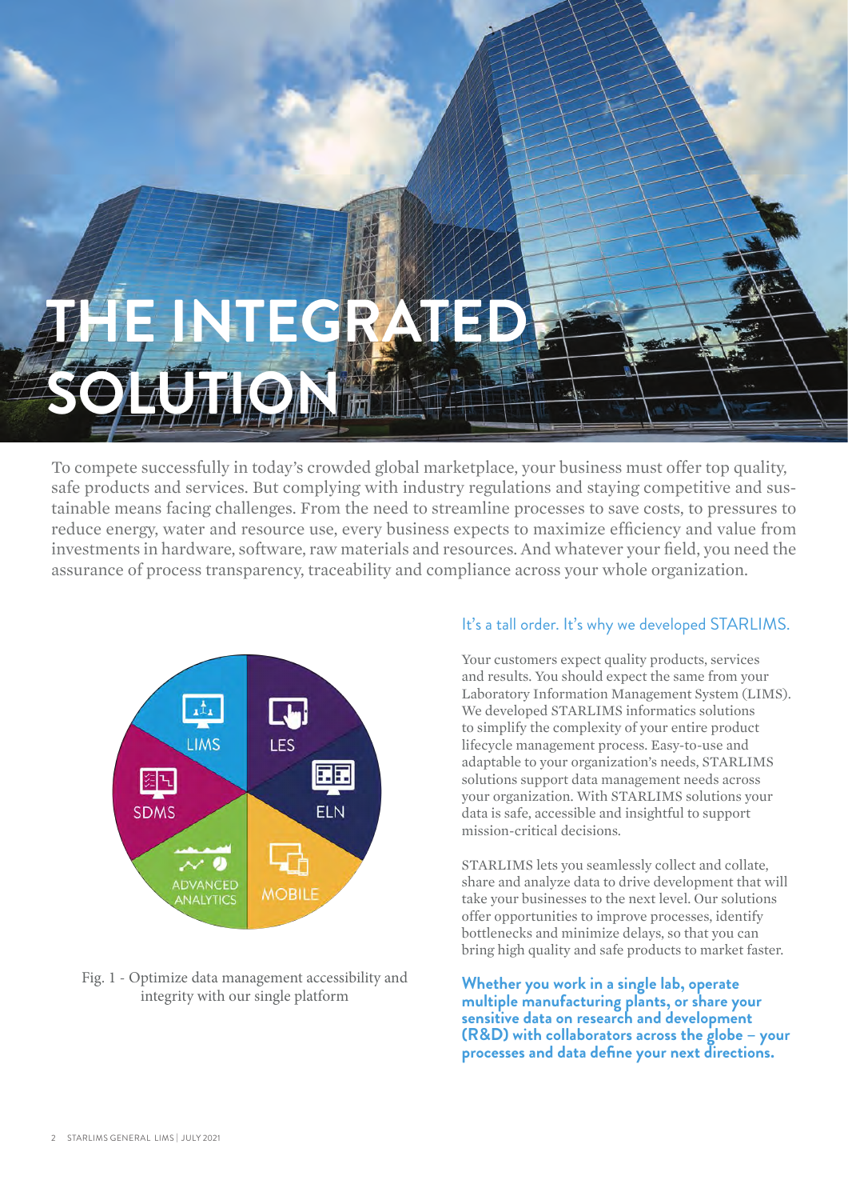# THE INTEGRATED SOLUTION

To compete successfully in today's crowded global marketplace, your business must offer top quality, safe products and services. But complying with industry regulations and staying competitive and sustainable means facing challenges. From the need to streamline processes to save costs, to pressures to reduce energy, water and resource use, every business expects to maximize efficiency and value from investments in hardware, software, raw materials and resources. And whatever your field, you need the assurance of process transparency, traceability and compliance across your whole organization.

LIMS
LES
SDMS
ELN
ADVANCED ANALYTICS
MOBILE

Fig. 1 - Optimize data management accessibility and integrity with our single platform

## It's a tall order. It's why we developed STARLIMS.

Your customers expect quality products, services and results. You should expect the same from your Laboratory Information Management System (LIMS). We developed STARLIMS informatics solutions to simplify the complexity of your entire product lifecycle management process. Easy-to-use and adaptable to your organization's needs, STARLIMS solutions support data management needs across your organization. With STARLIMS solutions your data is safe, accessible and insightful to support mission-critical decisions.

STARLIMS lets you seamlessly collect and collate, share and analyze data to drive development that will take your businesses to the next level. Our solutions offer opportunities to improve processes, identify bottlenecks and minimize delays, so that you can bring high quality and safe products to market faster.

**Whether you work in a single lab, operate multiple manufacturing plants, or share your sensitive data on research and development (R&D) with collaborators across the globe – your processes and data define your next directions.**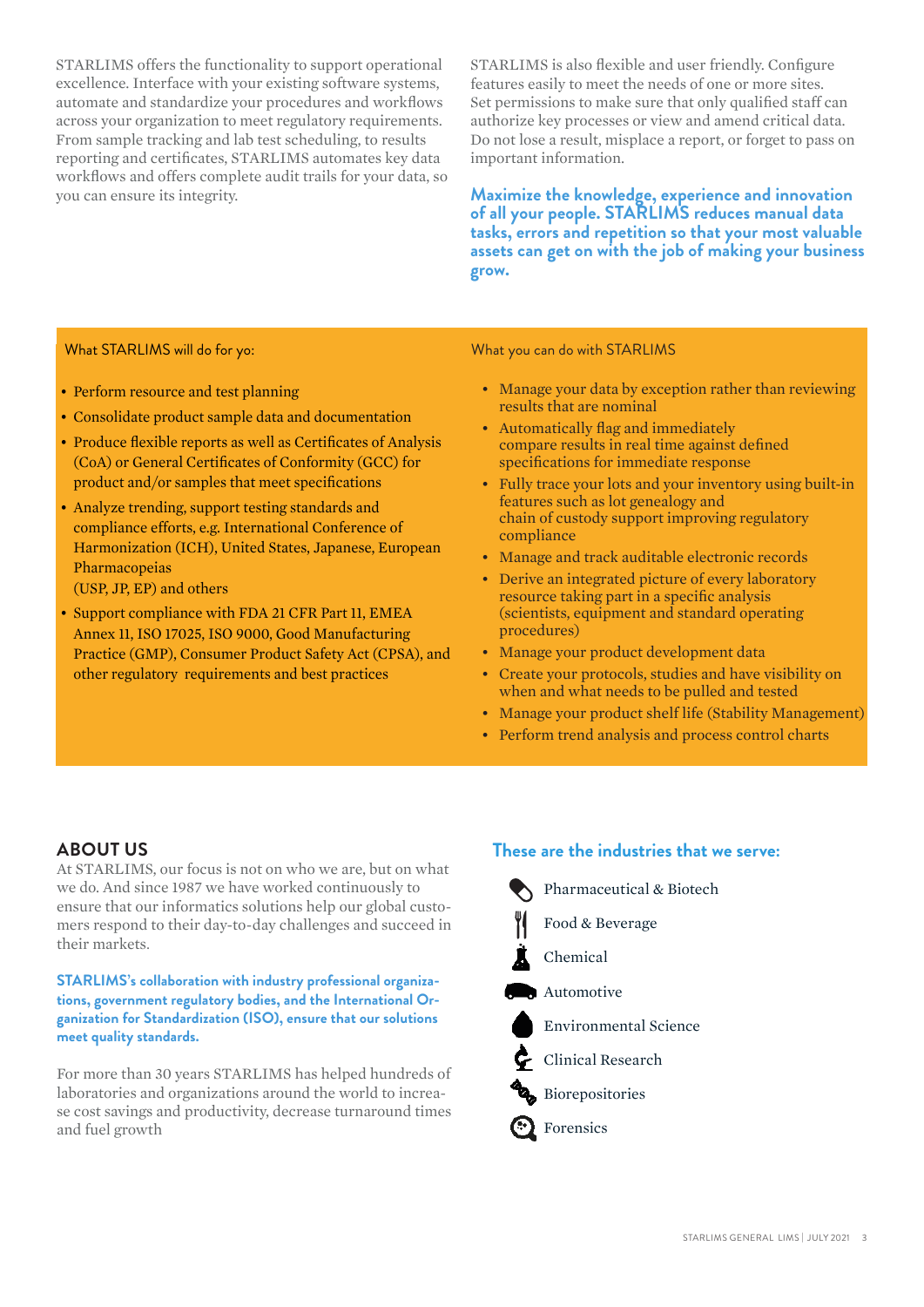STARLIMS offers the functionality to support operational excellence. Interface with your existing software systems, automate and standardize your procedures and workflows across your organization to meet regulatory requirements. From sample tracking and lab test scheduling, to results reporting and certificates, STARLIMS automates key data workflows and offers complete audit trails for your data, so you can ensure its integrity.

STARLIMS is also flexible and user friendly. Configure features easily to meet the needs of one or more sites. Set permissions to make sure that only qualified staff can authorize key processes or view and amend critical data. Do not lose a result, misplace a report, or forget to pass on important information.

**Maximize the knowledge, experience and innovation of all your people. STARLIMS reduces manual data tasks, errors and repetition so that your most valuable assets can get on with the job of making your business grow.**

What STARLIMS will do for yo:

- Perform resource and test planning
- Consolidate product sample data and documentation
- Produce flexible reports as well as Certificates of Analysis (CoA) or General Certificates of Conformity (GCC) for product and/or samples that meet specifications
- Analyze trending, support testing standards and compliance efforts, e.g. International Conference of Harmonization (ICH), United States, Japanese, European Pharmacopeias (USP, JP, EP) and others
- Support compliance with FDA 21 CFR Part 11, EMEA Annex 11, ISO 17025, ISO 9000, Good Manufacturing Practice (GMP), Consumer Product Safety Act (CPSA), and other regulatory requirements and best practices

What you can do with STARLIMS

- Manage your data by exception rather than reviewing results that are nominal
- Automatically flag and immediately compare results in real time against defined specifications for immediate response
- Fully trace your lots and your inventory using built-in features such as lot genealogy and chain of custody support improving regulatory compliance
- Manage and track auditable electronic records
- Derive an integrated picture of every laboratory resource taking part in a specific analysis (scientists, equipment and standard operating procedures)
- Manage your product development data
- Create your protocols, studies and have visibility on when and what needs to be pulled and tested
- Manage your product shelf life (Stability Management)
- Perform trend analysis and process control charts

## ABOUT US

At STARLIMS, our focus is not on who we are, but on what we do. And since 1987 we have worked continuously to ensure that our informatics solutions help our global customers respond to their day-to-day challenges and succeed in their markets.

**STARLIMS's collaboration with industry professional organizations, government regulatory bodies, and the International Organization for Standardization (ISO), ensure that our solutions meet quality standards.**

For more than 30 years STARLIMS has helped hundreds of laboratories and organizations around the world to increase cost savings and productivity, decrease turnaround times and fuel growth

**These are the industries that we serve:**

- Pharmaceutical & Biotech
- Food & Beverage
- Chemical
- Automotive
- Environmental Science
- Clinical Research
- Biorepositories
- Forensics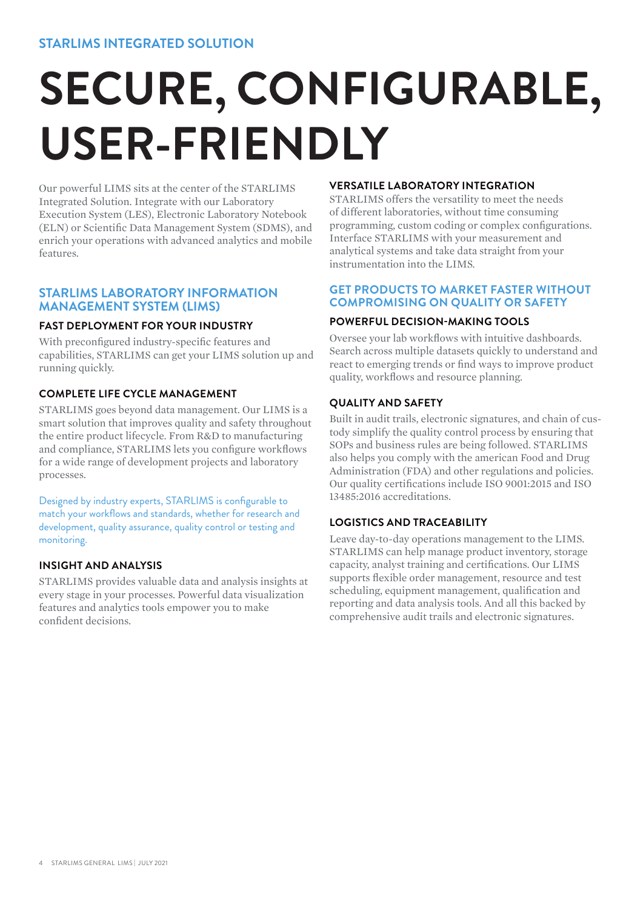STARLIMS INTEGRATED SOLUTION

# SECURE, CONFIGURABLE, USER-FRIENDLY

Our powerful LIMS sits at the center of the STARLIMS Integrated Solution. Integrate with our Laboratory Execution System (LES), Electronic Laboratory Notebook (ELN) or Scientific Data Management System (SDMS), and enrich your operations with advanced analytics and mobile features.

## STARLIMS LABORATORY INFORMATION MANAGEMENT SYSTEM (LIMS)

### FAST DEPLOYMENT FOR YOUR INDUSTRY

With preconfigured industry-specific features and capabilities, STARLIMS can get your LIMS solution up and running quickly.

### COMPLETE LIFE CYCLE MANAGEMENT

STARLIMS goes beyond data management. Our LIMS is a smart solution that improves quality and safety throughout the entire product lifecycle. From R&D to manufacturing and compliance, STARLIMS lets you configure workflows for a wide range of development projects and laboratory processes.

Designed by industry experts, STARLIMS is configurable to match your workflows and standards, whether for research and development, quality assurance, quality control or testing and monitoring.

### INSIGHT AND ANALYSIS

STARLIMS provides valuable data and analysis insights at every stage in your processes. Powerful data visualization features and analytics tools empower you to make confident decisions.

### VERSATILE LABORATORY INTEGRATION

STARLIMS offers the versatility to meet the needs of different laboratories, without time consuming programming, custom coding or complex configurations. Interface STARLIMS with your measurement and analytical systems and take data straight from your instrumentation into the LIMS.

## GET PRODUCTS TO MARKET FASTER WITHOUT COMPROMISING ON QUALITY OR SAFETY

### POWERFUL DECISION-MAKING TOOLS

Oversee your lab workflows with intuitive dashboards. Search across multiple datasets quickly to understand and react to emerging trends or find ways to improve product quality, workflows and resource planning.

### QUALITY AND SAFETY

Built in audit trails, electronic signatures, and chain of custody simplify the quality control process by ensuring that SOPs and business rules are being followed. STARLIMS also helps you comply with the american Food and Drug Administration (FDA) and other regulations and policies. Our quality certifications include ISO 9001:2015 and ISO 13485:2016 accreditations.

### LOGISTICS AND TRACEABILITY

Leave day-to-day operations management to the LIMS. STARLIMS can help manage product inventory, storage capacity, analyst training and certifications. Our LIMS supports flexible order management, resource and test scheduling, equipment management, qualification and reporting and data analysis tools. And all this backed by comprehensive audit trails and electronic signatures.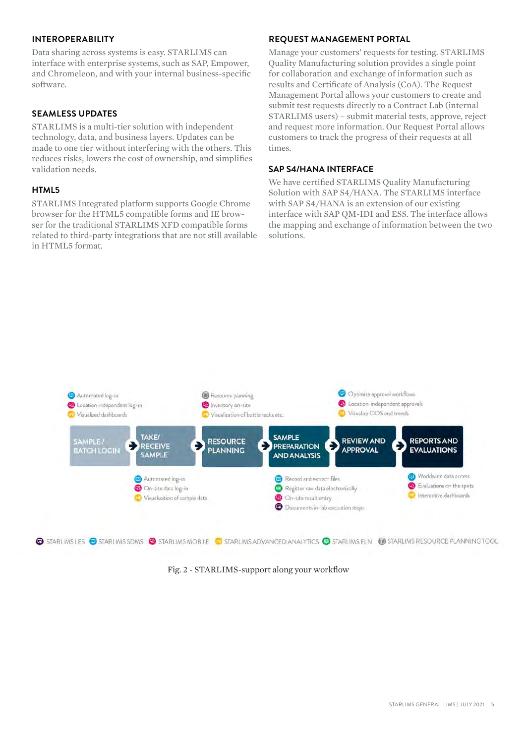## INTEROPERABILITY

Data sharing across systems is easy. STARLIMS can interface with enterprise systems, such as SAP, Empower, and Chromeleon, and with your internal business-specific software.

## SEAMLESS UPDATES

STARLIMS is a multi-tier solution with independent technology, data, and business layers. Updates can be made to one tier without interfering with the others. This reduces risks, lowers the cost of ownership, and simplifies validation needs.

## HTML5

STARLIMS Integrated platform supports Google Chrome browser for the HTML5 compatible forms and IE browser for the traditional STARLIMS XFD compatible forms related to third-party integrations that are not still available in HTML5 format.

## REQUEST MANAGEMENT PORTAL

Manage your customers' requests for testing. STARLIMS Quality Manufacturing solution provides a single point for collaboration and exchange of information such as results and Certificate of Analysis (CoA). The Request Management Portal allows your customers to create and submit test requests directly to a Contract Lab (internal STARLIMS users) – submit material tests, approve, reject and request more information. Our Request Portal allows customers to track the progress of their requests at all times.

## SAP S4/HANA INTERFACE

We have certified STARLIMS Quality Manufacturing Solution with SAP S4/HANA. The STARLIMS interface with SAP S4/HANA is an extension of our existing interface with SAP QM-IDI and ESS. The interface allows the mapping and exchange of information between the two solutions.

SAMPLE / BATCH LOGIN → TAKE/ RECEIVE SAMPLE → RESOURCE PLANNING → SAMPLE PREPARATION AND ANALYSIS → REVIEW AND APPROVAL → REPORTS AND EVALUATIONS

- SAMPLE / BATCH LOGIN: Automated log-in; Location independent log-in; Visualized dashboards
- TAKE/ RECEIVE SAMPLE: Automated log-in; On-site data log-in; Visualization of sample data
- RESOURCE PLANNING: Resource planning; Inventory on-site; Visualization of bottlenecks etc.
- SAMPLE PREPARATION AND ANALYSIS: Record and extract files; Register raw data electronically; On-site result entry; Documents in-lab execution steps
- REVIEW AND APPROVAL: Optimize approval workflows; Location-independent approvals; Visualize OOS and trends
- REPORTS AND EVALUATIONS: Worldwide data access; Evaluations on the spots; Interactive dashboards

STARLIMS LES | STARLIMS SDMS | STARLIMS MOBILE | STARLIMS ADVANCED ANALYTICS | STARLIMS ELN | STARLIMS RESOURCE PLANNING TOOL

Fig. 2 - STARLIMS-support along your workflow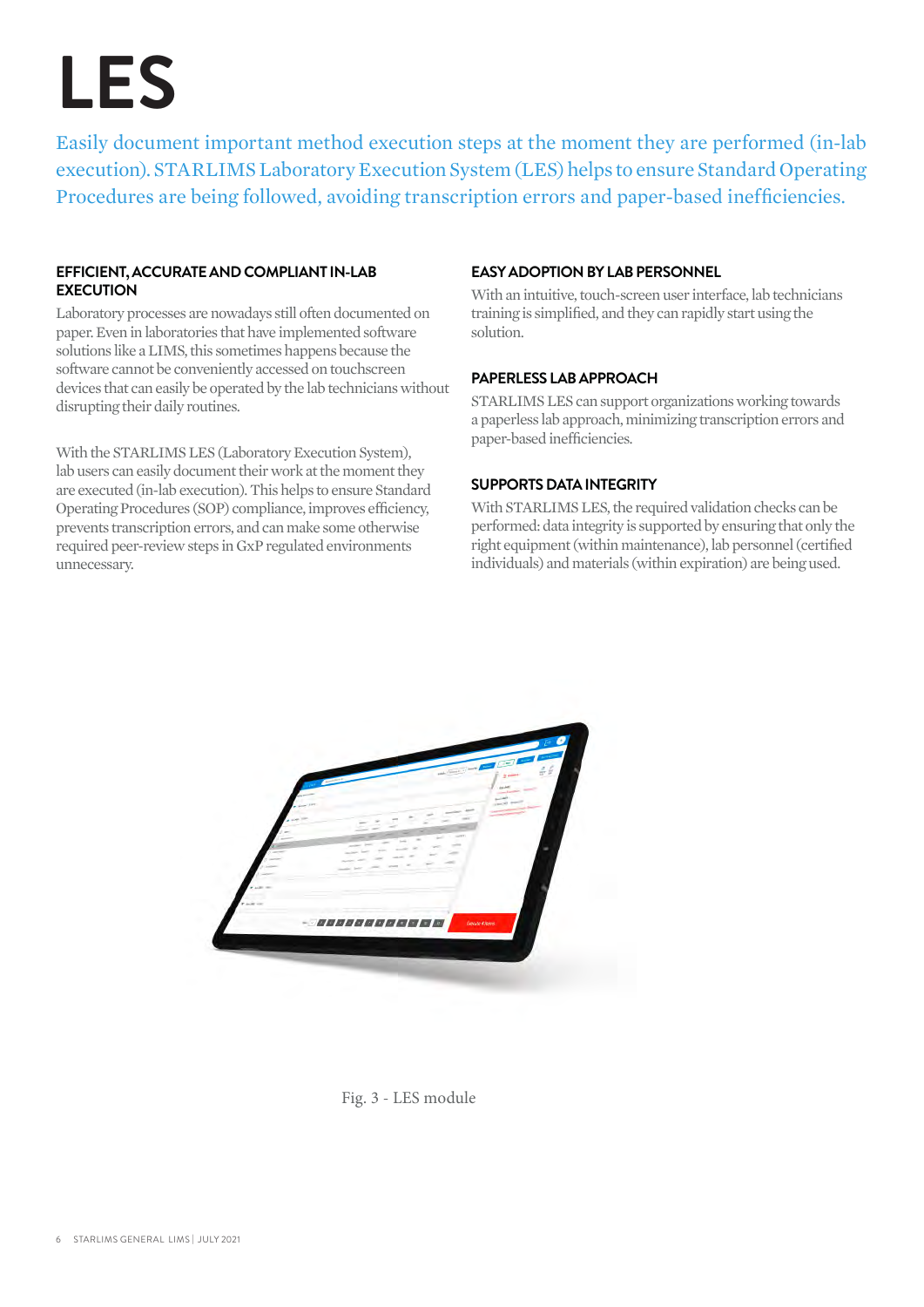# LES

Easily document important method execution steps at the moment they are performed (in-lab execution). STARLIMS Laboratory Execution System (LES) helps to ensure Standard Operating Procedures are being followed, avoiding transcription errors and paper-based inefficiencies.

### EFFICIENT, ACCURATE AND COMPLIANT IN-LAB EXECUTION

Laboratory processes are nowadays still often documented on paper. Even in laboratories that have implemented software solutions like a LIMS, this sometimes happens because the software cannot be conveniently accessed on touchscreen devices that can easily be operated by the lab technicians without disrupting their daily routines.

With the STARLIMS LES (Laboratory Execution System), lab users can easily document their work at the moment they are executed (in-lab execution). This helps to ensure Standard Operating Procedures (SOP) compliance, improves efficiency, prevents transcription errors, and can make some otherwise required peer-review steps in GxP regulated environments unnecessary.

### EASY ADOPTION BY LAB PERSONNEL

With an intuitive, touch-screen user interface, lab technicians training is simplified, and they can rapidly start using the solution.

### PAPERLESS LAB APPROACH

STARLIMS LES can support organizations working towards a paperless lab approach, minimizing transcription errors and paper-based inefficiencies.

### SUPPORTS DATA INTEGRITY

With STARLIMS LES, the required validation checks can be performed: data integrity is supported by ensuring that only the right equipment (within maintenance), lab personnel (certified individuals) and materials (within expiration) are being used.

Fig. 3 - LES module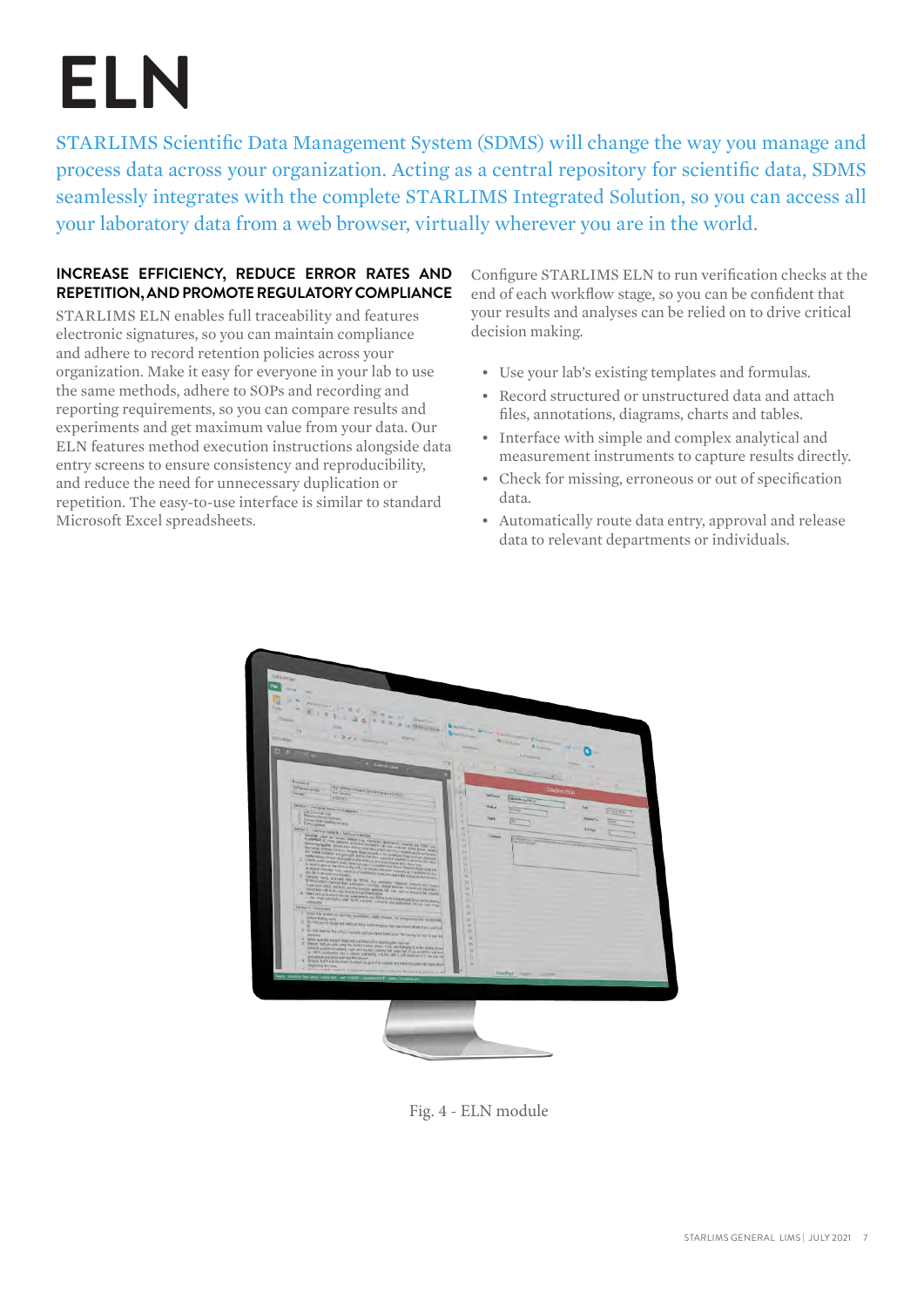# ELN

STARLIMS Scientific Data Management System (SDMS) will change the way you manage and process data across your organization. Acting as a central repository for scientific data, SDMS seamlessly integrates with the complete STARLIMS Integrated Solution, so you can access all your laboratory data from a web browser, virtually wherever you are in the world.

## INCREASE EFFICIENCY, REDUCE ERROR RATES AND REPETITION, AND PROMOTE REGULATORY COMPLIANCE

STARLIMS ELN enables full traceability and features electronic signatures, so you can maintain compliance and adhere to record retention policies across your organization. Make it easy for everyone in your lab to use the same methods, adhere to SOPs and recording and reporting requirements, so you can compare results and experiments and get maximum value from your data. Our ELN features method execution instructions alongside data entry screens to ensure consistency and reproducibility, and reduce the need for unnecessary duplication or repetition. The easy-to-use interface is similar to standard Microsoft Excel spreadsheets.

Configure STARLIMS ELN to run verification checks at the end of each workflow stage, so you can be confident that your results and analyses can be relied on to drive critical decision making.

- Use your lab's existing templates and formulas.
- Record structured or unstructured data and attach files, annotations, diagrams, charts and tables.
- Interface with simple and complex analytical and measurement instruments to capture results directly.
- Check for missing, erroneous or out of specification data.
- Automatically route data entry, approval and release data to relevant departments or individuals.

Fig. 4 - ELN module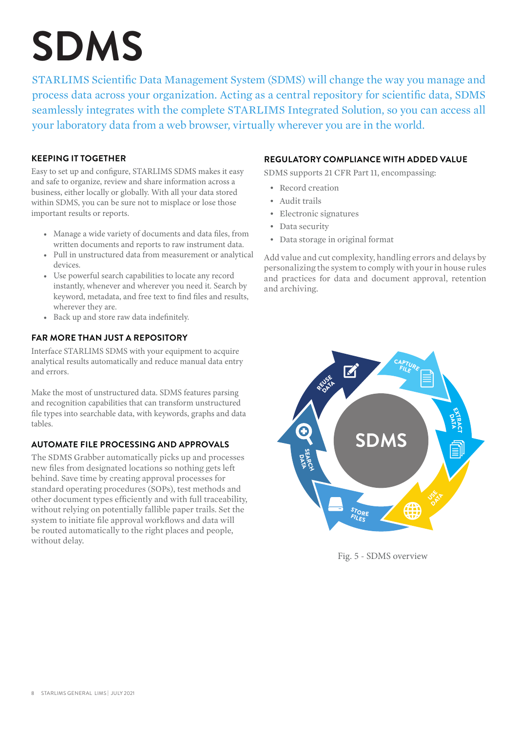# SDMS

STARLIMS Scientific Data Management System (SDMS) will change the way you manage and process data across your organization. Acting as a central repository for scientific data, SDMS seamlessly integrates with the complete STARLIMS Integrated Solution, so you can access all your laboratory data from a web browser, virtually wherever you are in the world.

## KEEPING IT TOGETHER

Easy to set up and configure, STARLIMS SDMS makes it easy and safe to organize, review and share information across a business, either locally or globally. With all your data stored within SDMS, you can be sure not to misplace or lose those important results or reports.

- Manage a wide variety of documents and data files, from written documents and reports to raw instrument data.
- Pull in unstructured data from measurement or analytical devices.
- Use powerful search capabilities to locate any record instantly, whenever and wherever you need it. Search by keyword, metadata, and free text to find files and results, wherever they are.
- Back up and store raw data indefinitely.

## FAR MORE THAN JUST A REPOSITORY

Interface STARLIMS SDMS with your equipment to acquire analytical results automatically and reduce manual data entry and errors.

Make the most of unstructured data. SDMS features parsing and recognition capabilities that can transform unstructured file types into searchable data, with keywords, graphs and data tables.

## AUTOMATE FILE PROCESSING AND APPROVALS

The SDMS Grabber automatically picks up and processes new files from designated locations so nothing gets left behind. Save time by creating approval processes for standard operating procedures (SOPs), test methods and other document types efficiently and with full traceability, without relying on potentially fallible paper trails. Set the system to initiate file approval workflows and data will be routed automatically to the right places and people, without delay.

## REGULATORY COMPLIANCE WITH ADDED VALUE

SDMS supports 21 CFR Part 11, encompassing:

- Record creation
- Audit trails
- Electronic signatures
- Data security
- Data storage in original format

Add value and cut complexity, handling errors and delays by personalizing the system to comply with your in house rules and practices for data and document approval, retention and archiving.

Fig. 5 - SDMS overview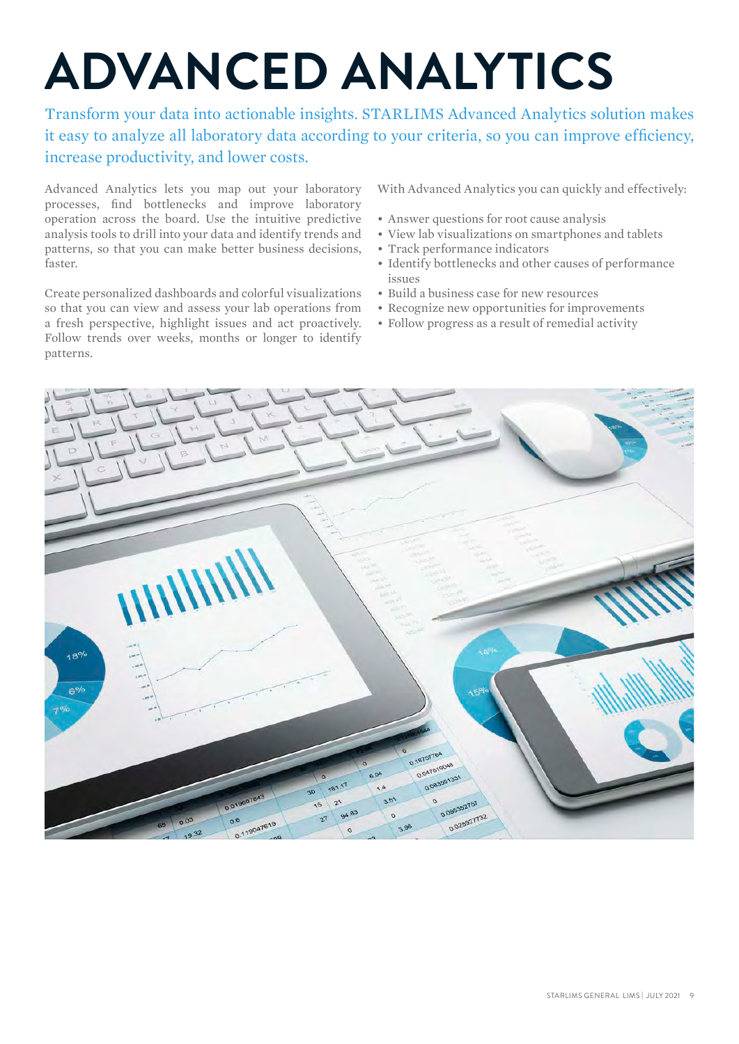# ADVANCED ANALYTICS

Transform your data into actionable insights. STARLIMS Advanced Analytics solution makes it easy to analyze all laboratory data according to your criteria, so you can improve efficiency, increase productivity, and lower costs.

Advanced Analytics lets you map out your laboratory processes, find bottlenecks and improve laboratory operation across the board. Use the intuitive predictive analysis tools to drill into your data and identify trends and patterns, so that you can make better business decisions, faster.

Create personalized dashboards and colorful visualizations so that you can view and assess your lab operations from a fresh perspective, highlight issues and act proactively. Follow trends over weeks, months or longer to identify patterns.

With Advanced Analytics you can quickly and effectively:

- Answer questions for root cause analysis
- View lab visualizations on smartphones and tablets
- Track performance indicators
- Identify bottlenecks and other causes of performance issues
- Build a business case for new resources
- Recognize new opportunities for improvements
- Follow progress as a result of remedial activity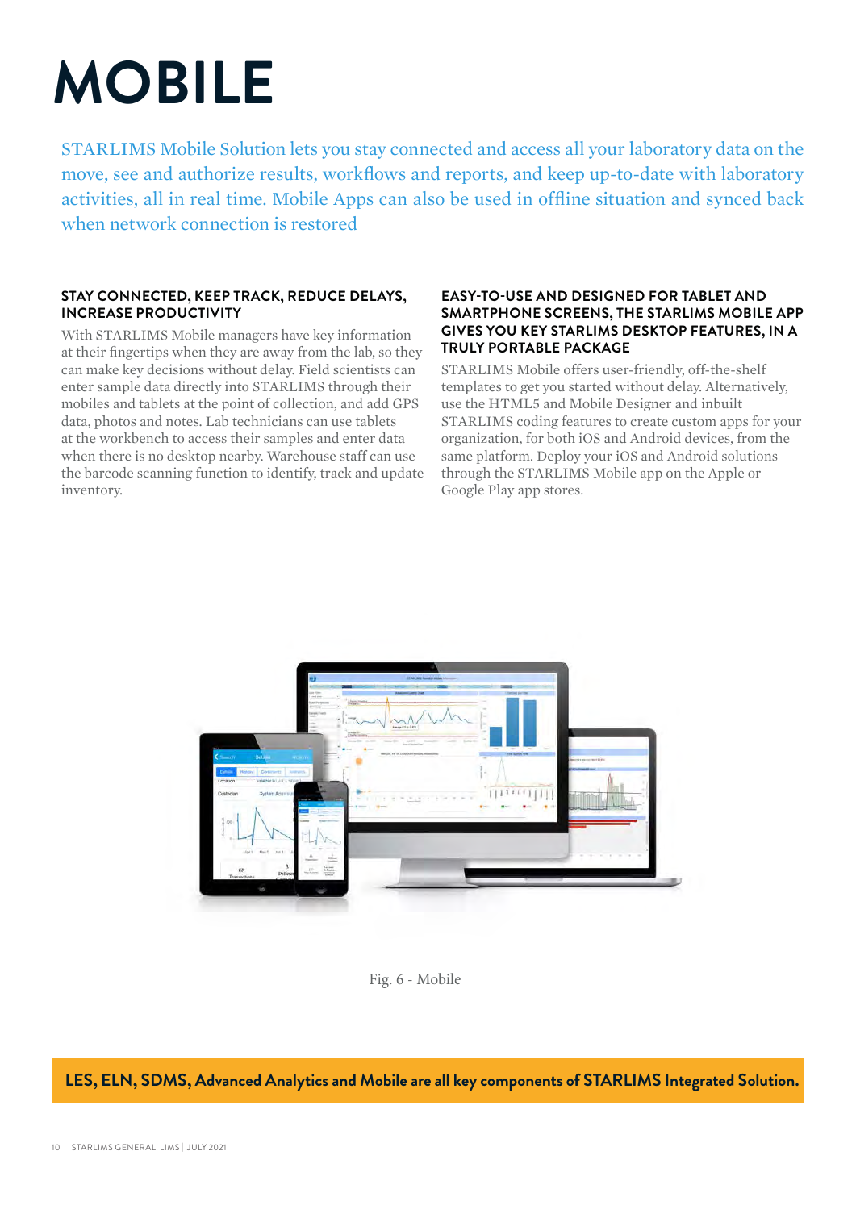# MOBILE

STARLIMS Mobile Solution lets you stay connected and access all your laboratory data on the move, see and authorize results, workflows and reports, and keep up-to-date with laboratory activities, all in real time. Mobile Apps can also be used in offline situation and synced back when network connection is restored

### STAY CONNECTED, KEEP TRACK, REDUCE DELAYS, INCREASE PRODUCTIVITY

With STARLIMS Mobile managers have key information at their fingertips when they are away from the lab, so they can make key decisions without delay. Field scientists can enter sample data directly into STARLIMS through their mobiles and tablets at the point of collection, and add GPS data, photos and notes. Lab technicians can use tablets at the workbench to access their samples and enter data when there is no desktop nearby. Warehouse staff can use the barcode scanning function to identify, track and update inventory.

### EASY-TO-USE AND DESIGNED FOR TABLET AND SMARTPHONE SCREENS, THE STARLIMS MOBILE APP GIVES YOU KEY STARLIMS DESKTOP FEATURES, IN A TRULY PORTABLE PACKAGE

STARLIMS Mobile offers user-friendly, off-the-shelf templates to get you started without delay. Alternatively, use the HTML5 and Mobile Designer and inbuilt STARLIMS coding features to create custom apps for your organization, for both iOS and Android devices, from the same platform. Deploy your iOS and Android solutions through the STARLIMS Mobile app on the Apple or Google Play app stores.

Fig. 6 - Mobile

**LES, ELN, SDMS, Advanced Analytics and Mobile are all key components of STARLIMS Integrated Solution.**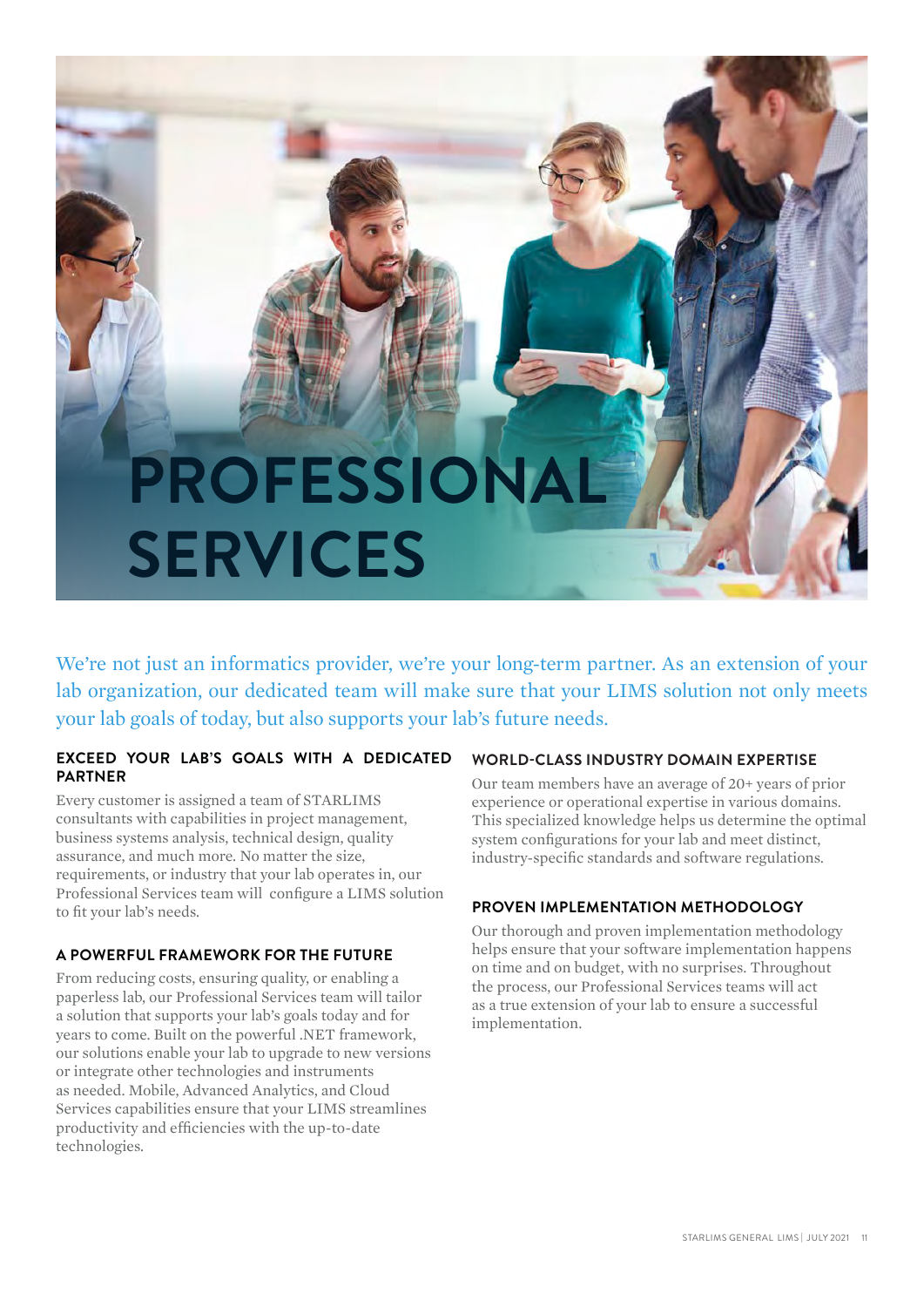# PROFESSIONAL SERVICES

We're not just an informatics provider, we're your long-term partner. As an extension of your lab organization, our dedicated team will make sure that your LIMS solution not only meets your lab goals of today, but also supports your lab's future needs.

## EXCEED YOUR LAB'S GOALS WITH A DEDICATED PARTNER

Every customer is assigned a team of STARLIMS consultants with capabilities in project management, business systems analysis, technical design, quality assurance, and much more. No matter the size, requirements, or industry that your lab operates in, our Professional Services team will configure a LIMS solution to fit your lab's needs.

## A POWERFUL FRAMEWORK FOR THE FUTURE

From reducing costs, ensuring quality, or enabling a paperless lab, our Professional Services team will tailor a solution that supports your lab's goals today and for years to come. Built on the powerful .NET framework, our solutions enable your lab to upgrade to new versions or integrate other technologies and instruments as needed. Mobile, Advanced Analytics, and Cloud Services capabilities ensure that your LIMS streamlines productivity and efficiencies with the up-to-date technologies.

## WORLD-CLASS INDUSTRY DOMAIN EXPERTISE

Our team members have an average of 20+ years of prior experience or operational expertise in various domains. This specialized knowledge helps us determine the optimal system configurations for your lab and meet distinct, industry-specific standards and software regulations.

## PROVEN IMPLEMENTATION METHODOLOGY

Our thorough and proven implementation methodology helps ensure that your software implementation happens on time and on budget, with no surprises. Throughout the process, our Professional Services teams will act as a true extension of your lab to ensure a successful implementation.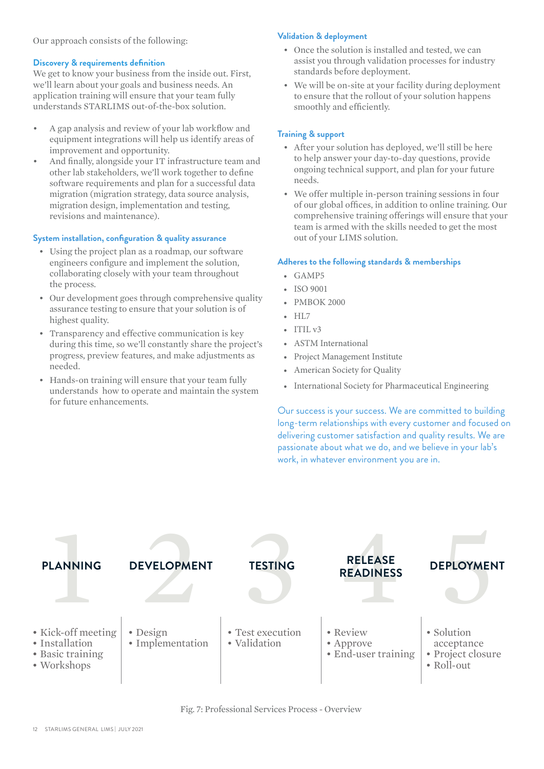Our approach consists of the following:

### Discovery & requirements definition

We get to know your business from the inside out. First, we'll learn about your goals and business needs. An application training will ensure that your team fully understands STARLIMS out-of-the-box solution.

- A gap analysis and review of your lab workflow and equipment integrations will help us identify areas of improvement and opportunity.
- And finally, alongside your IT infrastructure team and other lab stakeholders, we'll work together to define software requirements and plan for a successful data migration (migration strategy, data source analysis, migration design, implementation and testing, revisions and maintenance).

### System installation, configuration & quality assurance

- Using the project plan as a roadmap, our software engineers configure and implement the solution, collaborating closely with your team throughout the process.
- Our development goes through comprehensive quality assurance testing to ensure that your solution is of highest quality.
- Transparency and effective communication is key during this time, so we'll constantly share the project's progress, preview features, and make adjustments as needed.
- Hands-on training will ensure that your team fully understands how to operate and maintain the system for future enhancements.

### Validation & deployment

- Once the solution is installed and tested, we can assist you through validation processes for industry standards before deployment.
- We will be on-site at your facility during deployment to ensure that the rollout of your solution happens smoothly and efficiently.

### Training & support

- After your solution has deployed, we'll still be here to help answer your day-to-day questions, provide ongoing technical support, and plan for your future needs.
- We offer multiple in-person training sessions in four of our global offices, in addition to online training. Our comprehensive training offerings will ensure that your team is armed with the skills needed to get the most out of your LIMS solution.

### Adheres to the following standards & memberships

- GAMP5
- ISO 9001
- PMBOK 2000
- HL7
- ITIL v3
- ASTM International
- Project Management Institute
- American Society for Quality
- International Society for Pharmaceutical Engineering

Our success is your success. We are committed to building long-term relationships with every customer and focused on delivering customer satisfaction and quality results. We are passionate about what we do, and we believe in your lab's work, in whatever environment you are in.

| 1 PLANNING | 2 DEVELOPMENT | 3 TESTING | 4 RELEASE READINESS | 5 DEPLOYMENT |
|---|---|---|---|---|
| • Kick-off meeting<br>• Installation<br>• Basic training<br>• Workshops | • Design<br>• Implementation | • Test execution<br>• Validation | • Review<br>• Approve<br>• End-user training | • Solution acceptance<br>• Project closure<br>• Roll-out |

Fig. 7: Professional Services Process - Overview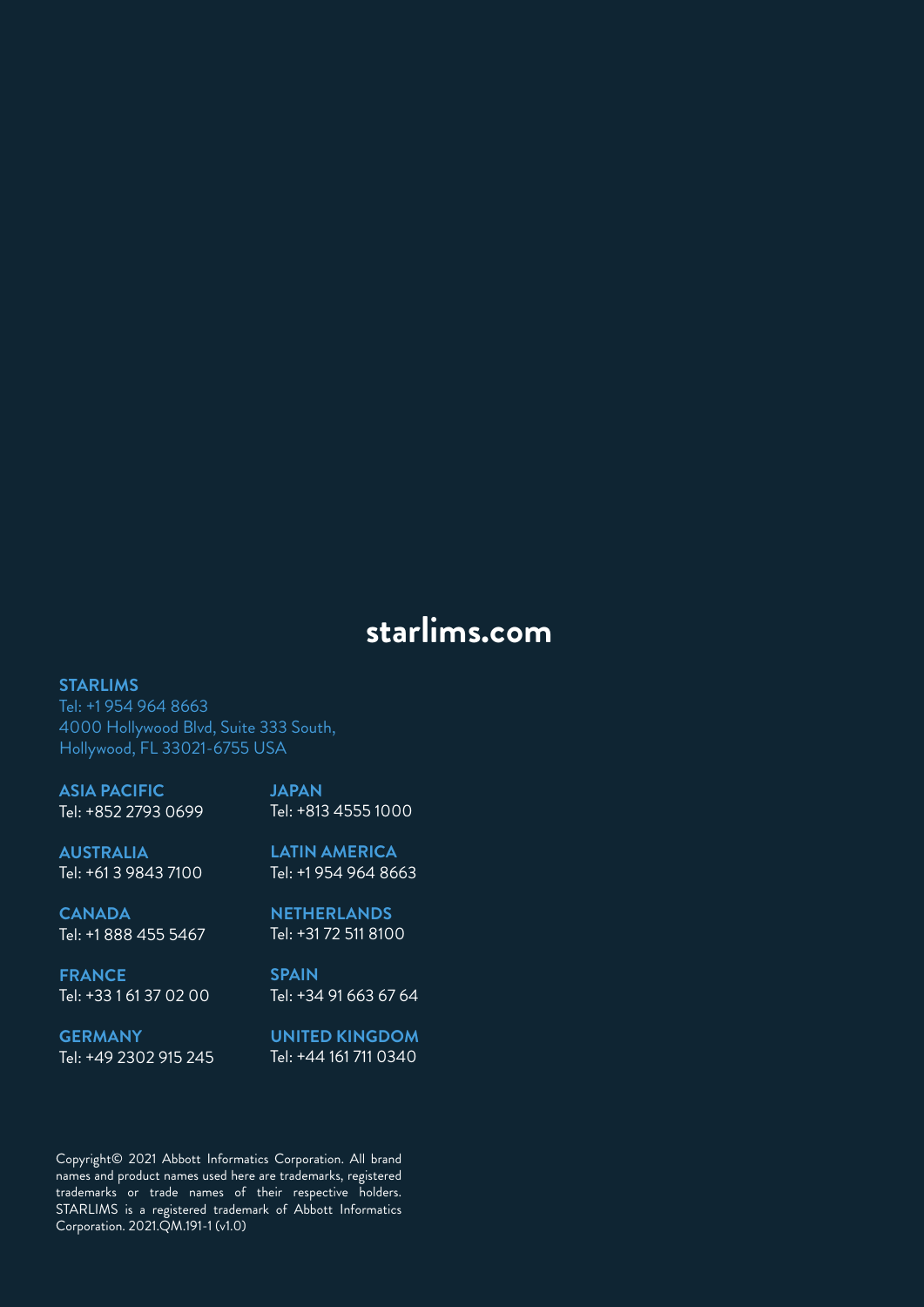**starlims.com**

**STARLIMS**
Tel: +1 954 964 8663
4000 Hollywood Blvd, Suite 333 South,
Hollywood, FL 33021-6755 USA

**ASIA PACIFIC**
Tel: +852 2793 0699

**AUSTRALIA**
Tel: +61 3 9843 7100

**CANADA**
Tel: +1 888 455 5467

**FRANCE**
Tel: +33 1 61 37 02 00

**GERMANY**
Tel: +49 2302 915 245

**JAPAN**
Tel: +813 4555 1000

**LATIN AMERICA**
Tel: +1 954 964 8663

**NETHERLANDS**
Tel: +31 72 511 8100

**SPAIN**
Tel: +34 91 663 67 64

**UNITED KINGDOM**
Tel: +44 161 711 0340

Copyright© 2021 Abbott Informatics Corporation. All brand names and product names used here are trademarks, registered trademarks or trade names of their respective holders. STARLIMS is a registered trademark of Abbott Informatics Corporation. 2021.QM.191-1 (v1.0)